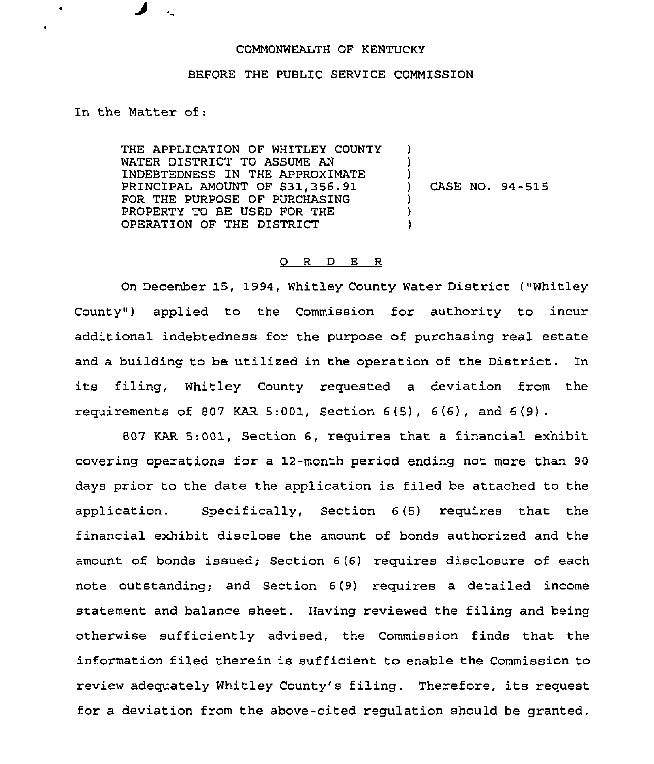COMMONWEALTH OF KENTUCKY

BEFORE THE PUBLIC SERVICE COMMISSION

In the Matter of:

| | |
|---|---|
| THE APPLICATION OF WHITLEY COUNTY WATER DISTRICT TO ASSUME AN INDEBTEDNESS IN THE APPROXIMATE PRINCIPAL AMOUNT OF $31,356.91 FOR THE PURPOSE OF PURCHASING PROPERTY TO BE USED FOR THE OPERATION OF THE DISTRICT | CASE NO. 94-515 |

## O R D E R

On December 15, 1994, Whitley County Water District ("Whitley County") applied to the Commission for authority to incur additional indebtedness for the purpose of purchasing real estate and a building to be utilized in the operation of the District. In its filing, Whitley County requested a deviation from the requirements of 807 KAR 5:001, Section 6(5), 6(6), and 6(9).

807 KAR 5:001, Section 6, requires that a financial exhibit covering operations for a 12-month period ending not more than 90 days prior to the date the application is filed be attached to the application. Specifically, Section 6(5) requires that the financial exhibit disclose the amount of bonds authorized and the amount of bonds issued; Section 6(6) requires disclosure of each note outstanding; and Section 6(9) requires a detailed income statement and balance sheet. Having reviewed the filing and being otherwise sufficiently advised, the Commission finds that the information filed therein is sufficient to enable the Commission to review adequately Whitley County's filing. Therefore, its request for a deviation from the above-cited regulation should be granted.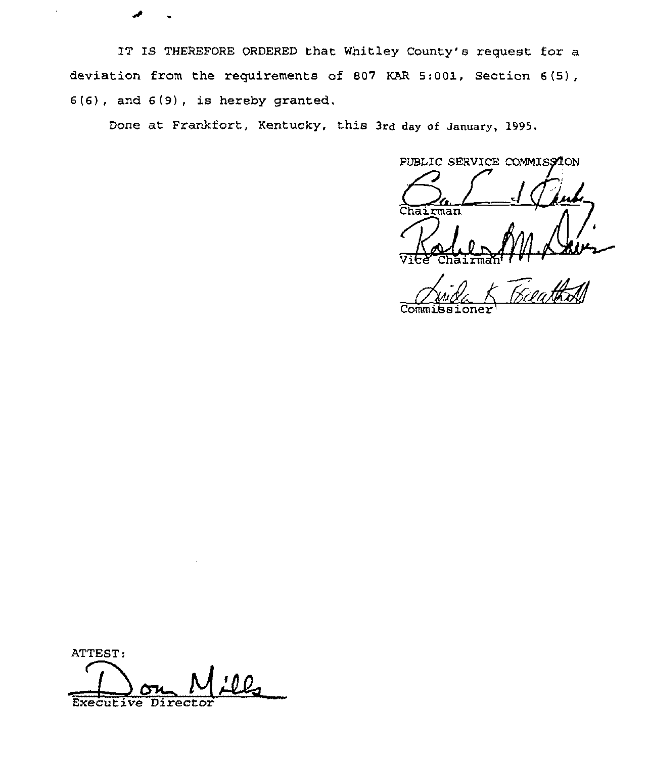IT IS THEREFORE ORDERED that Whitley County's request for a deviation from the requirements of 807 KAR 5:001, Section 6(5), 6(6), and 6(9), is hereby granted.

Done at Frankfort, Kentucky, this 3rd day of January, 1995.

PUBLIC SERVICE COMMISSION

Chairman

Vice Chairman

Commissioner

ATTEST:

Executive Director